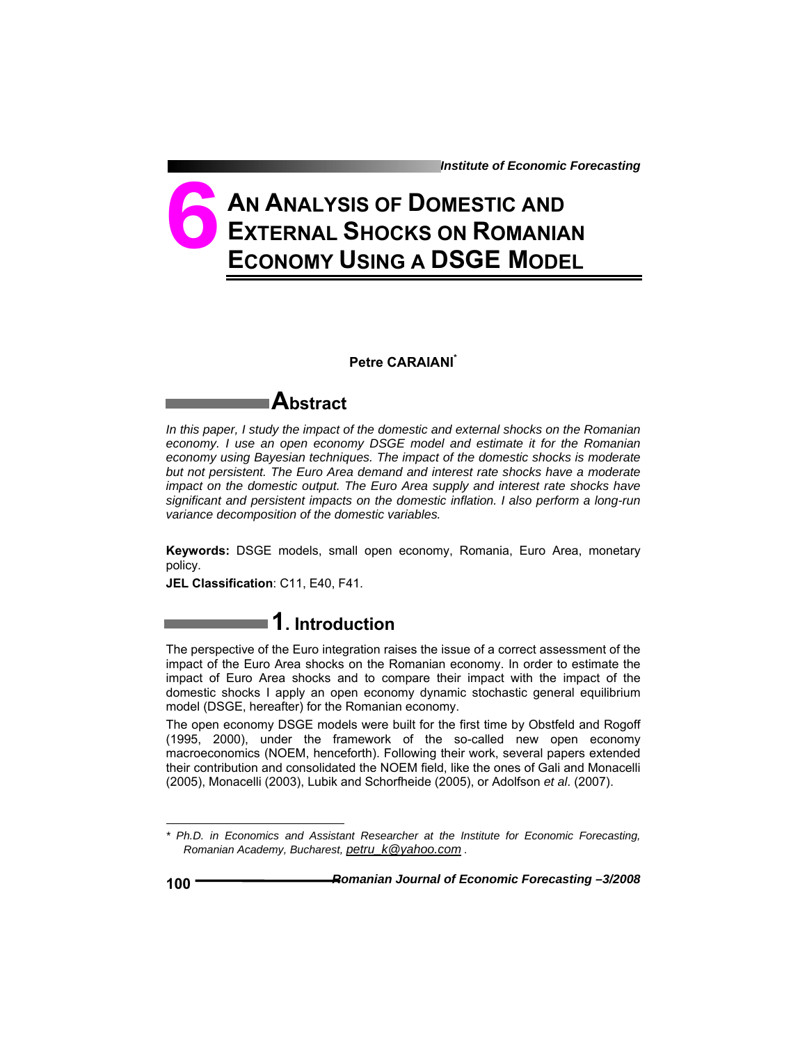# 6 AN ANALYSIS OF DOMESTIC AND EXTERNAL SHOCKS ON ROMANIAN ECONOMY USING A DSGE MODEL

**Petre CARAIANI***

## Abstract

*In this paper, I study the impact of the domestic and external shocks on the Romanian economy. I use an open economy DSGE model and estimate it for the Romanian economy using Bayesian techniques. The impact of the domestic shocks is moderate but not persistent. The Euro Area demand and interest rate shocks have a moderate impact on the domestic output. The Euro Area supply and interest rate shocks have significant and persistent impacts on the domestic inflation. I also perform a long-run variance decomposition of the domestic variables.*

**Keywords:** DSGE models, small open economy, Romania, Euro Area, monetary policy.

**JEL Classification**: C11, E40, F41.

## 1. Introduction

The perspective of the Euro integration raises the issue of a correct assessment of the impact of the Euro Area shocks on the Romanian economy. In order to estimate the impact of Euro Area shocks and to compare their impact with the impact of the domestic shocks I apply an open economy dynamic stochastic general equilibrium model (DSGE, hereafter) for the Romanian economy.

The open economy DSGE models were built for the first time by Obstfeld and Rogoff (1995, 2000), under the framework of the so-called new open economy macroeconomics (NOEM, henceforth). Following their work, several papers extended their contribution and consolidated the NOEM field, like the ones of Gali and Monacelli (2005), Monacelli (2003), Lubik and Schorfheide (2005), or Adolfson *et al*. (2007).

---

\* *Ph.D. in Economics and Assistant Researcher at the Institute for Economic Forecasting, Romanian Academy, Bucharest, petru_k@yahoo.com .*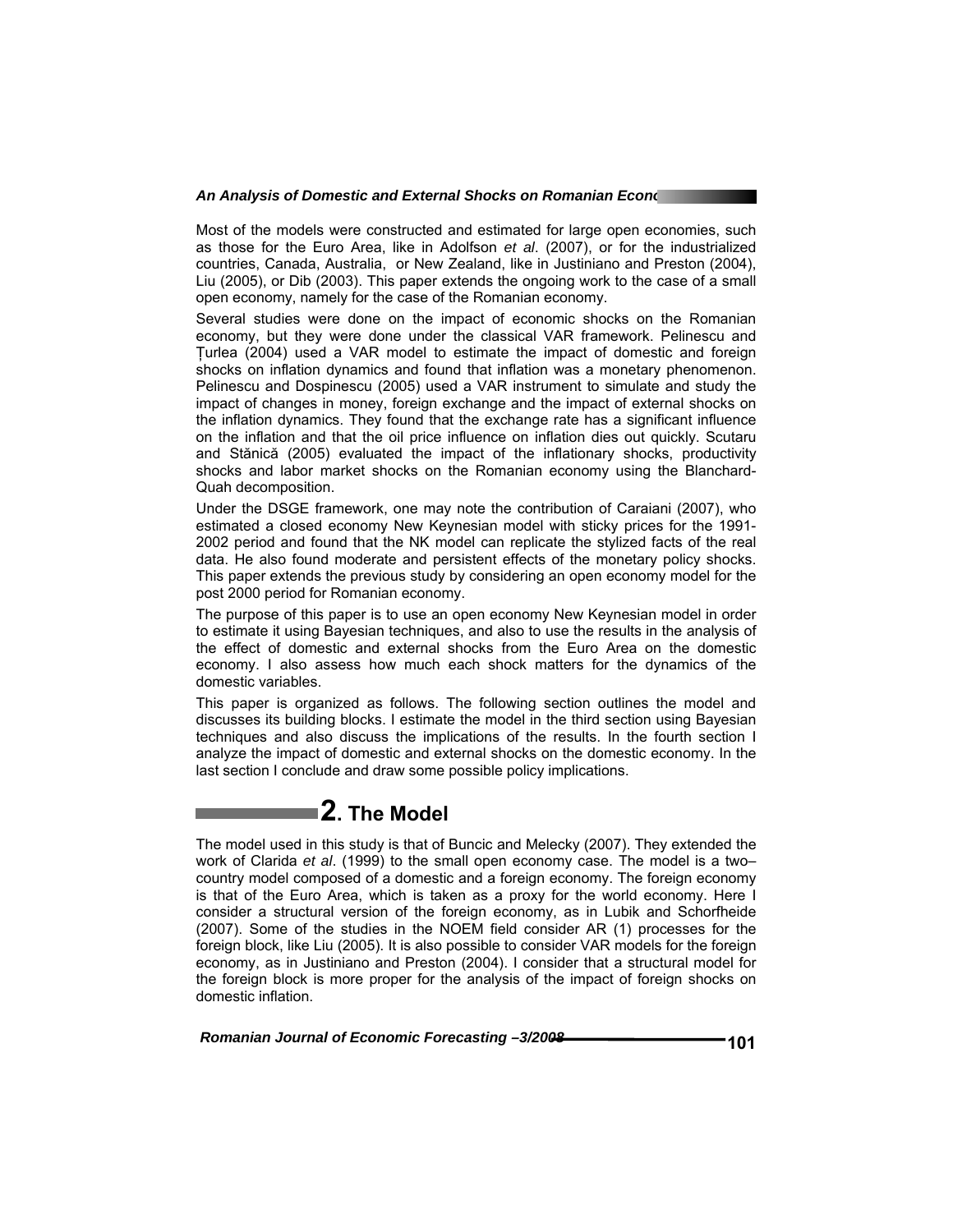Most of the models were constructed and estimated for large open economies, such as those for the Euro Area, like in Adolfson *et al*. (2007), or for the industrialized countries, Canada, Australia, or New Zealand, like in Justiniano and Preston (2004), Liu (2005), or Dib (2003). This paper extends the ongoing work to the case of a small open economy, namely for the case of the Romanian economy.

Several studies were done on the impact of economic shocks on the Romanian economy, but they were done under the classical VAR framework. Pelinescu and Țurlea (2004) used a VAR model to estimate the impact of domestic and foreign shocks on inflation dynamics and found that inflation was a monetary phenomenon. Pelinescu and Dospinescu (2005) used a VAR instrument to simulate and study the impact of changes in money, foreign exchange and the impact of external shocks on the inflation dynamics. They found that the exchange rate has a significant influence on the inflation and that the oil price influence on inflation dies out quickly. Scutaru and Stănică (2005) evaluated the impact of the inflationary shocks, productivity shocks and labor market shocks on the Romanian economy using the Blanchard-Quah decomposition.

Under the DSGE framework, one may note the contribution of Caraiani (2007), who estimated a closed economy New Keynesian model with sticky prices for the 1991-2002 period and found that the NK model can replicate the stylized facts of the real data. He also found moderate and persistent effects of the monetary policy shocks. This paper extends the previous study by considering an open economy model for the post 2000 period for Romanian economy.

The purpose of this paper is to use an open economy New Keynesian model in order to estimate it using Bayesian techniques, and also to use the results in the analysis of the effect of domestic and external shocks from the Euro Area on the domestic economy. I also assess how much each shock matters for the dynamics of the domestic variables.

This paper is organized as follows. The following section outlines the model and discusses its building blocks. I estimate the model in the third section using Bayesian techniques and also discuss the implications of the results. In the fourth section I analyze the impact of domestic and external shocks on the domestic economy. In the last section I conclude and draw some possible policy implications.

## 2. The Model

The model used in this study is that of Buncic and Melecky (2007). They extended the work of Clarida *et al*. (1999) to the small open economy case. The model is a two–country model composed of a domestic and a foreign economy. The foreign economy is that of the Euro Area, which is taken as a proxy for the world economy. Here I consider a structural version of the foreign economy, as in Lubik and Schorfheide (2007). Some of the studies in the NOEM field consider AR (1) processes for the foreign block, like Liu (2005). It is also possible to consider VAR models for the foreign economy, as in Justiniano and Preston (2004). I consider that a structural model for the foreign block is more proper for the analysis of the impact of foreign shocks on domestic inflation.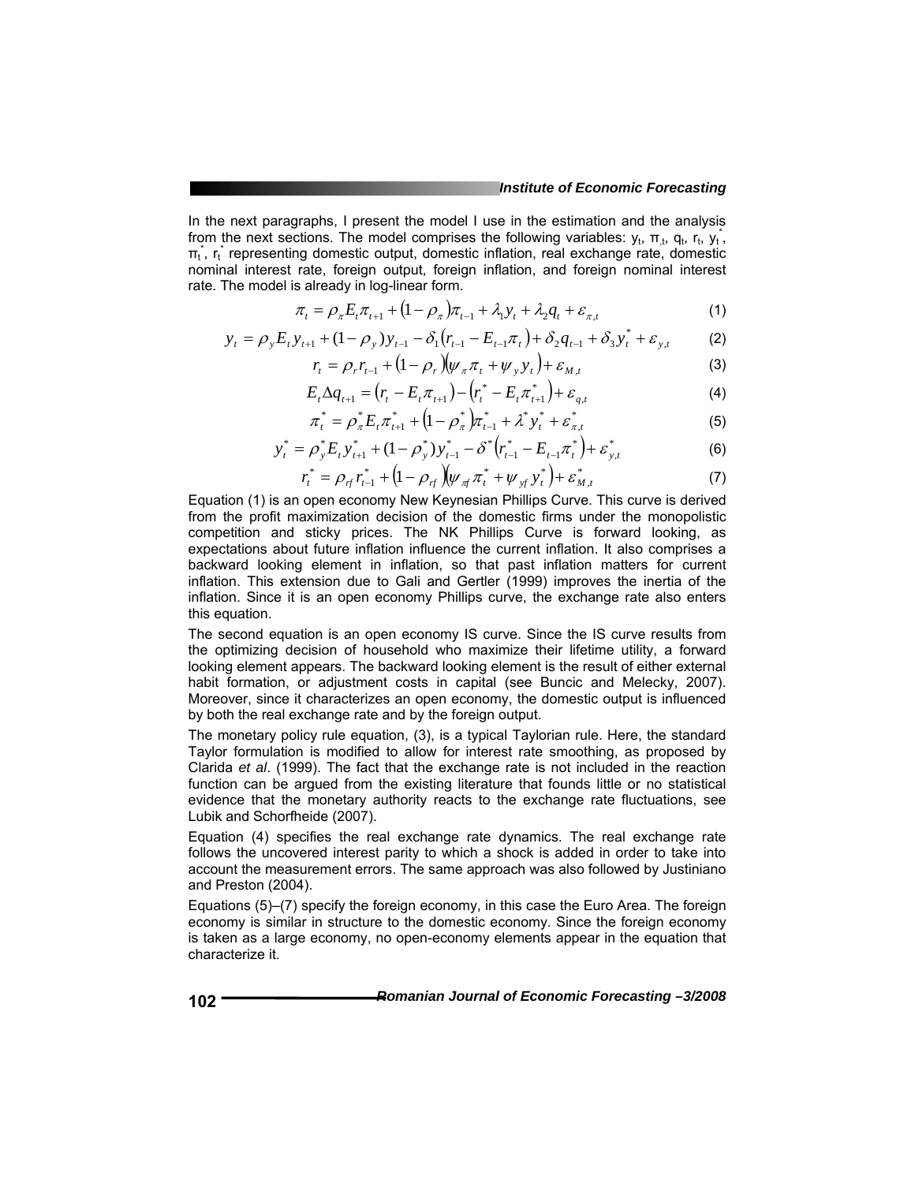In the next paragraphs, I present the model I use in the estimation and the analysis from the next sections. The model comprises the following variables: $y_t$, $\pi_t$, $q_t$, $r_t$, $y_t^*$, $\pi_t^*$, $r_t^*$ representing domestic output, domestic inflation, real exchange rate, domestic nominal interest rate, foreign output, foreign inflation, and foreign nominal interest rate. The model is already in log-linear form.

$$\pi_t = \rho_\pi E_t \pi_{t+1} + (1-\rho_\pi)\pi_{t-1} + \lambda_1 y_t + \lambda_2 q_t + \varepsilon_{\pi,t} \tag{1}$$

$$y_t = \rho_y E_t y_{t+1} + (1-\rho_y) y_{t-1} - \delta_1 (r_{t-1} - E_{t-1}\pi_t) + \delta_2 q_{t-1} + \delta_3 y_t^* + \varepsilon_{y,t} \tag{2}$$

$$r_t = \rho_r r_{t-1} + (1-\rho_r)(\psi_\pi \pi_t + \psi_y y_t) + \varepsilon_{M,t} \tag{3}$$

$$E_t \Delta q_{t+1} = (r_t - E_t \pi_{t+1}) - (r_t^* - E_t \pi_{t+1}^*) + \varepsilon_{q,t} \tag{4}$$

$$\pi_t^* = \rho_\pi^* E_t \pi_{t+1}^* + (1-\rho_\pi^*)\pi_{t-1}^* + \lambda^* y_t^* + \varepsilon_{\pi,t}^* \tag{5}$$

$$y_t^* = \rho_y^* E_t y_{t+1}^* + (1-\rho_y^*) y_{t-1}^* - \delta^* (r_{t-1}^* - E_{t-1}\pi_t^*) + \varepsilon_{y,t}^* \tag{6}$$

$$r_t^* = \rho_{rf} r_{t-1}^* + (1-\rho_{rf})(\psi_{\pi f} \pi_t^* + \psi_{yf} y_t^*) + \varepsilon_{M,t}^* \tag{7}$$

Equation (1) is an open economy New Keynesian Phillips Curve. This curve is derived from the profit maximization decision of the domestic firms under the monopolistic competition and sticky prices. The NK Phillips Curve is forward looking, as expectations about future inflation influence the current inflation. It also comprises a backward looking element in inflation, so that past inflation matters for current inflation. This extension due to Gali and Gertler (1999) improves the inertia of the inflation. Since it is an open economy Phillips curve, the exchange rate also enters this equation.

The second equation is an open economy IS curve. Since the IS curve results from the optimizing decision of household who maximize their lifetime utility, a forward looking element appears. The backward looking element is the result of either external habit formation, or adjustment costs in capital (see Buncic and Melecky, 2007). Moreover, since it characterizes an open economy, the domestic output is influenced by both the real exchange rate and by the foreign output.

The monetary policy rule equation, (3), is a typical Taylorian rule. Here, the standard Taylor formulation is modified to allow for interest rate smoothing, as proposed by Clarida *et al*. (1999). The fact that the exchange rate is not included in the reaction function can be argued from the existing literature that founds little or no statistical evidence that the monetary authority reacts to the exchange rate fluctuations, see Lubik and Schorfheide (2007).

Equation (4) specifies the real exchange rate dynamics. The real exchange rate follows the uncovered interest parity to which a shock is added in order to take into account the measurement errors. The same approach was also followed by Justiniano and Preston (2004).

Equations (5)–(7) specify the foreign economy, in this case the Euro Area. The foreign economy is similar in structure to the domestic economy. Since the foreign economy is taken as a large economy, no open-economy elements appear in the equation that characterize it.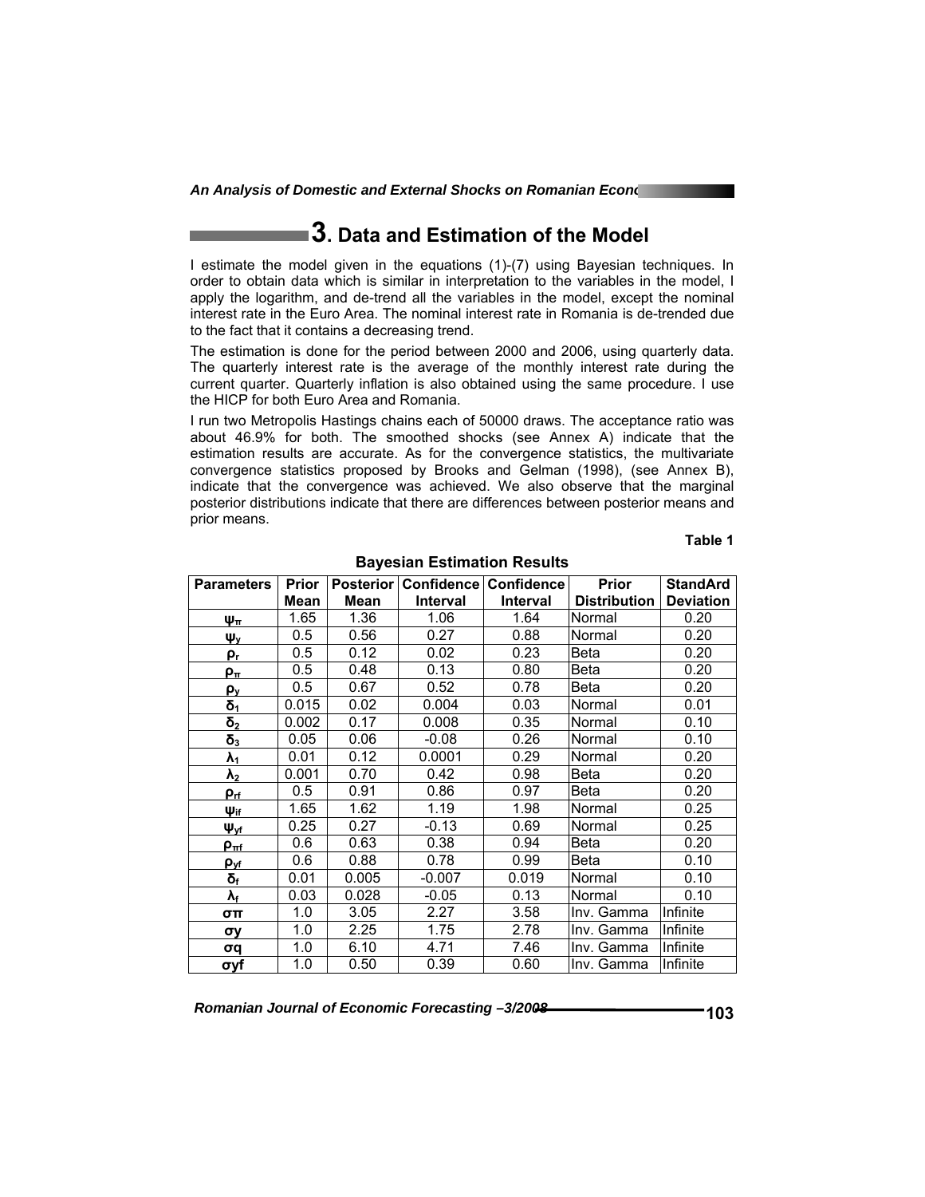## 3. Data and Estimation of the Model

I estimate the model given in the equations (1)-(7) using Bayesian techniques. In order to obtain data which is similar in interpretation to the variables in the model, I apply the logarithm, and de-trend all the variables in the model, except the nominal interest rate in the Euro Area. The nominal interest rate in Romania is de-trended due to the fact that it contains a decreasing trend.

The estimation is done for the period between 2000 and 2006, using quarterly data. The quarterly interest rate is the average of the monthly interest rate during the current quarter. Quarterly inflation is also obtained using the same procedure. I use the HICP for both Euro Area and Romania.

I run two Metropolis Hastings chains each of 50000 draws. The acceptance ratio was about 46.9% for both. The smoothed shocks (see Annex A) indicate that the estimation results are accurate. As for the convergence statistics, the multivariate convergence statistics proposed by Brooks and Gelman (1998), (see Annex B), indicate that the convergence was achieved. We also observe that the marginal posterior distributions indicate that there are differences between posterior means and prior means.

**Table 1**

**Bayesian Estimation Results**

| Parameters | Prior Mean | Posterior Mean | Confidence Interval | Confidence Interval | Prior Distribution | StandArd Deviation |
|---|---|---|---|---|---|---|
| $\psi_\pi$ | 1.65 | 1.36 | 1.06 | 1.64 | Normal | 0.20 |
| $\psi_y$ | 0.5 | 0.56 | 0.27 | 0.88 | Normal | 0.20 |
| $\rho_r$ | 0.5 | 0.12 | 0.02 | 0.23 | Beta | 0.20 |
| $\rho_\pi$ | 0.5 | 0.48 | 0.13 | 0.80 | Beta | 0.20 |
| $\rho_y$ | 0.5 | 0.67 | 0.52 | 0.78 | Beta | 0.20 |
| $\delta_1$ | 0.015 | 0.02 | 0.004 | 0.03 | Normal | 0.01 |
| $\delta_2$ | 0.002 | 0.17 | 0.008 | 0.35 | Normal | 0.10 |
| $\delta_3$ | 0.05 | 0.06 | -0.08 | 0.26 | Normal | 0.10 |
| $\lambda_1$ | 0.01 | 0.12 | 0.0001 | 0.29 | Normal | 0.20 |
| $\lambda_2$ | 0.001 | 0.70 | 0.42 | 0.98 | Beta | 0.20 |
| $\rho_{rf}$ | 0.5 | 0.91 | 0.86 | 0.97 | Beta | 0.20 |
| $\psi_{if}$ | 1.65 | 1.62 | 1.19 | 1.98 | Normal | 0.25 |
| $\psi_{yf}$ | 0.25 | 0.27 | -0.13 | 0.69 | Normal | 0.25 |
| $\rho_{\pi f}$ | 0.6 | 0.63 | 0.38 | 0.94 | Beta | 0.20 |
| $\rho_{yf}$ | 0.6 | 0.88 | 0.78 | 0.99 | Beta | 0.10 |
| $\delta_f$ | 0.01 | 0.005 | -0.007 | 0.019 | Normal | 0.10 |
| $\lambda_f$ | 0.03 | 0.028 | -0.05 | 0.13 | Normal | 0.10 |
| $\sigma\pi$ | 1.0 | 3.05 | 2.27 | 3.58 | Inv. Gamma | Infinite |
| $\sigma y$ | 1.0 | 2.25 | 1.75 | 2.78 | Inv. Gamma | Infinite |
| $\sigma q$ | 1.0 | 6.10 | 4.71 | 7.46 | Inv. Gamma | Infinite |
| $\sigma yf$ | 1.0 | 0.50 | 0.39 | 0.60 | Inv. Gamma | Infinite |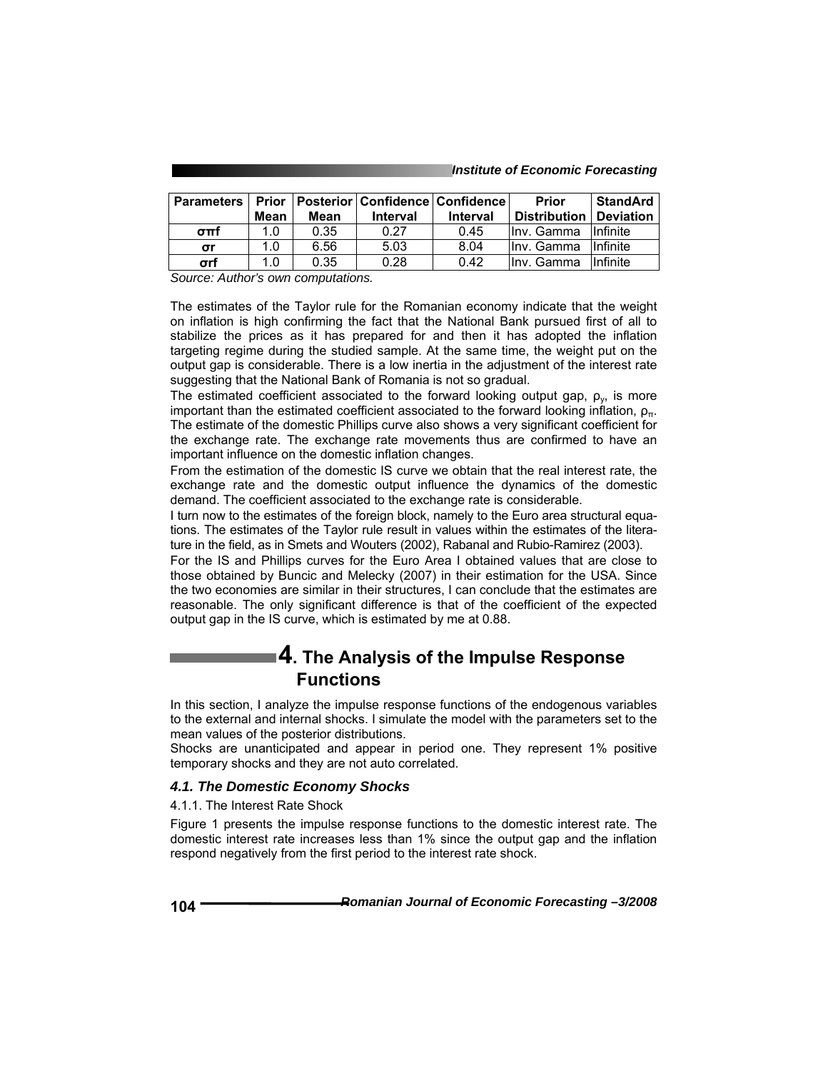| Parameters | Prior Mean | Posterior Mean | Confidence Interval | Confidence Interval | Prior Distribution | StandArd Deviation |
|---|---|---|---|---|---|---|
| $\sigma\pi f$ | 1.0 | 0.35 | 0.27 | 0.45 | Inv. Gamma | Infinite |
| $\sigma r$ | 1.0 | 6.56 | 5.03 | 8.04 | Inv. Gamma | Infinite |
| $\sigma rf$ | 1.0 | 0.35 | 0.28 | 0.42 | Inv. Gamma | Infinite |

*Source: Author's own computations.*

The estimates of the Taylor rule for the Romanian economy indicate that the weight on inflation is high confirming the fact that the National Bank pursued first of all to stabilize the prices as it has prepared for and then it has adopted the inflation targeting regime during the studied sample. At the same time, the weight put on the output gap is considerable. There is a low inertia in the adjustment of the interest rate suggesting that the National Bank of Romania is not so gradual.

The estimated coefficient associated to the forward looking output gap, $\rho_y$, is more important than the estimated coefficient associated to the forward looking inflation, $\rho_\pi$. The estimate of the domestic Phillips curve also shows a very significant coefficient for the exchange rate. The exchange rate movements thus are confirmed to have an important influence on the domestic inflation changes.

From the estimation of the domestic IS curve we obtain that the real interest rate, the exchange rate and the domestic output influence the dynamics of the domestic demand. The coefficient associated to the exchange rate is considerable.

I turn now to the estimates of the foreign block, namely to the Euro area structural equations. The estimates of the Taylor rule result in values within the estimates of the literature in the field, as in Smets and Wouters (2002), Rabanal and Rubio-Ramirez (2003).

For the IS and Phillips curves for the Euro Area I obtained values that are close to those obtained by Buncic and Melecky (2007) in their estimation for the USA. Since the two economies are similar in their structures, I can conclude that the estimates are reasonable. The only significant difference is that of the coefficient of the expected output gap in the IS curve, which is estimated by me at 0.88.

# 4. The Analysis of the Impulse Response Functions

In this section, I analyze the impulse response functions of the endogenous variables to the external and internal shocks. I simulate the model with the parameters set to the mean values of the posterior distributions.

Shocks are unanticipated and appear in period one. They represent 1% positive temporary shocks and they are not auto correlated.

### *4.1. The Domestic Economy Shocks*

4.1.1. The Interest Rate Shock

Figure 1 presents the impulse response functions to the domestic interest rate. The domestic interest rate increases less than 1% since the output gap and the inflation respond negatively from the first period to the interest rate shock.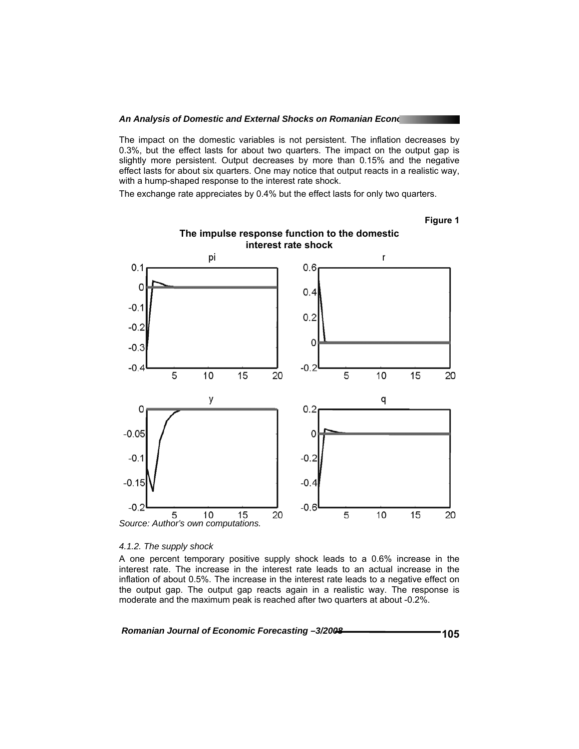The impact on the domestic variables is not persistent. The inflation decreases by 0.3%, but the effect lasts for about two quarters. The impact on the output gap is slightly more persistent. Output decreases by more than 0.15% and the negative effect lasts for about six quarters. One may notice that output reacts in a realistic way, with a hump-shaped response to the interest rate shock.

The exchange rate appreciates by 0.4% but the effect lasts for only two quarters.

**Figure 1**

**The impulse response function to the domestic interest rate shock**

*Source: Author's own computations.*

*4.1.2. The supply shock*

A one percent temporary positive supply shock leads to a 0.6% increase in the interest rate. The increase in the interest rate leads to an actual increase in the inflation of about 0.5%. The increase in the interest rate leads to a negative effect on the output gap. The output gap reacts again in a realistic way. The response is moderate and the maximum peak is reached after two quarters at about -0.2%.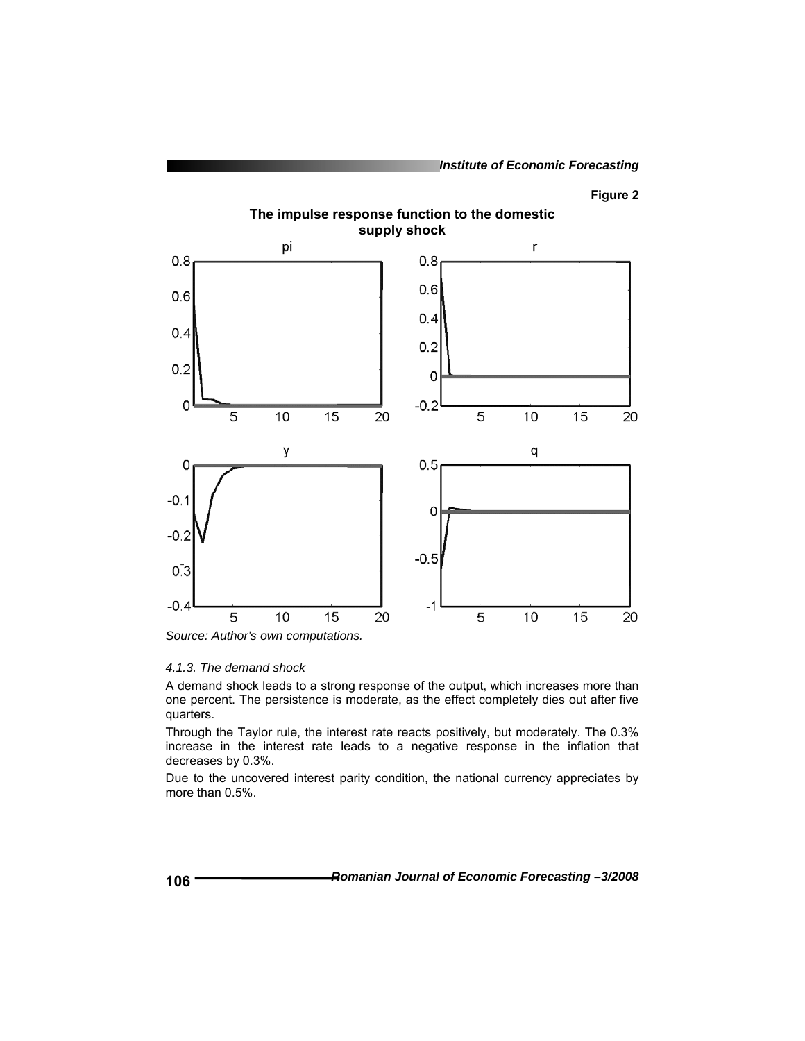**Figure 2**

**The impulse response function to the domestic supply shock**

*Source: Author's own computations.*

*4.1.3. The demand shock*

A demand shock leads to a strong response of the output, which increases more than one percent. The persistence is moderate, as the effect completely dies out after five quarters.

Through the Taylor rule, the interest rate reacts positively, but moderately. The 0.3% increase in the interest rate leads to a negative response in the inflation that decreases by 0.3%.

Due to the uncovered interest parity condition, the national currency appreciates by more than 0.5%.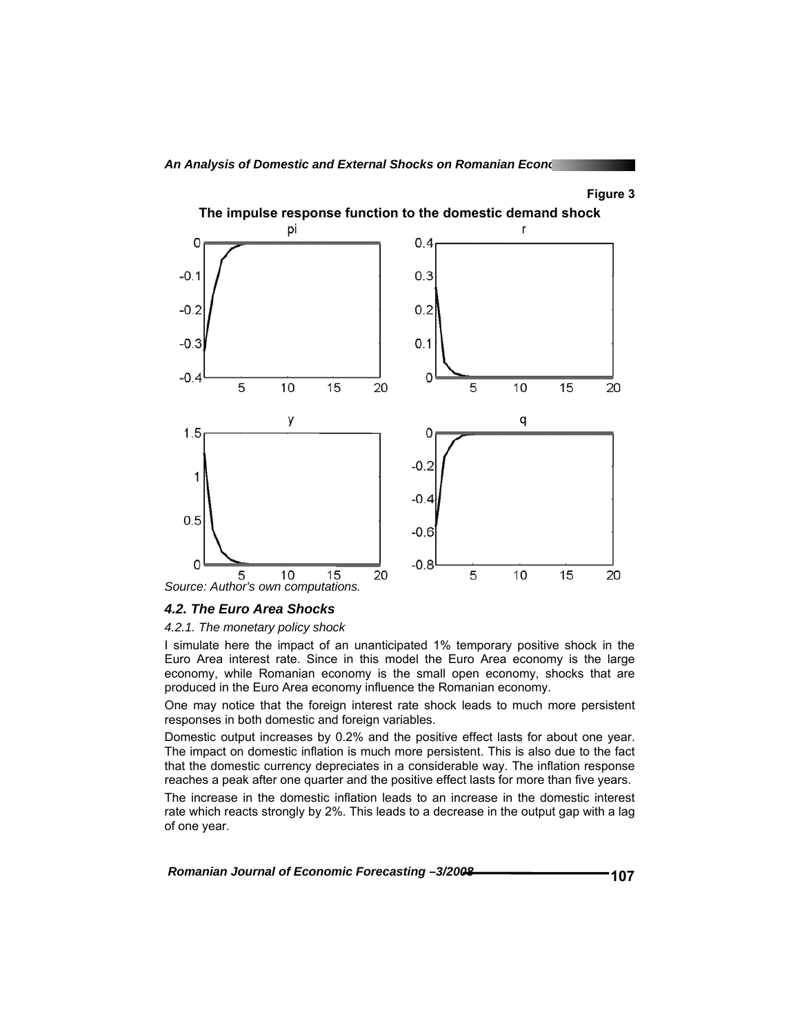Figure 3

**The impulse response function to the domestic demand shock**

Source: Author's own computations.

### *4.2. The Euro Area Shocks*

*4.2.1. The monetary policy shock*

I simulate here the impact of an unanticipated 1% temporary positive shock in the Euro Area interest rate. Since in this model the Euro Area economy is the large economy, while Romanian economy is the small open economy, shocks that are produced in the Euro Area economy influence the Romanian economy.

One may notice that the foreign interest rate shock leads to much more persistent responses in both domestic and foreign variables.

Domestic output increases by 0.2% and the positive effect lasts for about one year. The impact on domestic inflation is much more persistent. This is also due to the fact that the domestic currency depreciates in a considerable way. The inflation response reaches a peak after one quarter and the positive effect lasts for more than five years.

The increase in the domestic inflation leads to an increase in the domestic interest rate which reacts strongly by 2%. This leads to a decrease in the output gap with a lag of one year.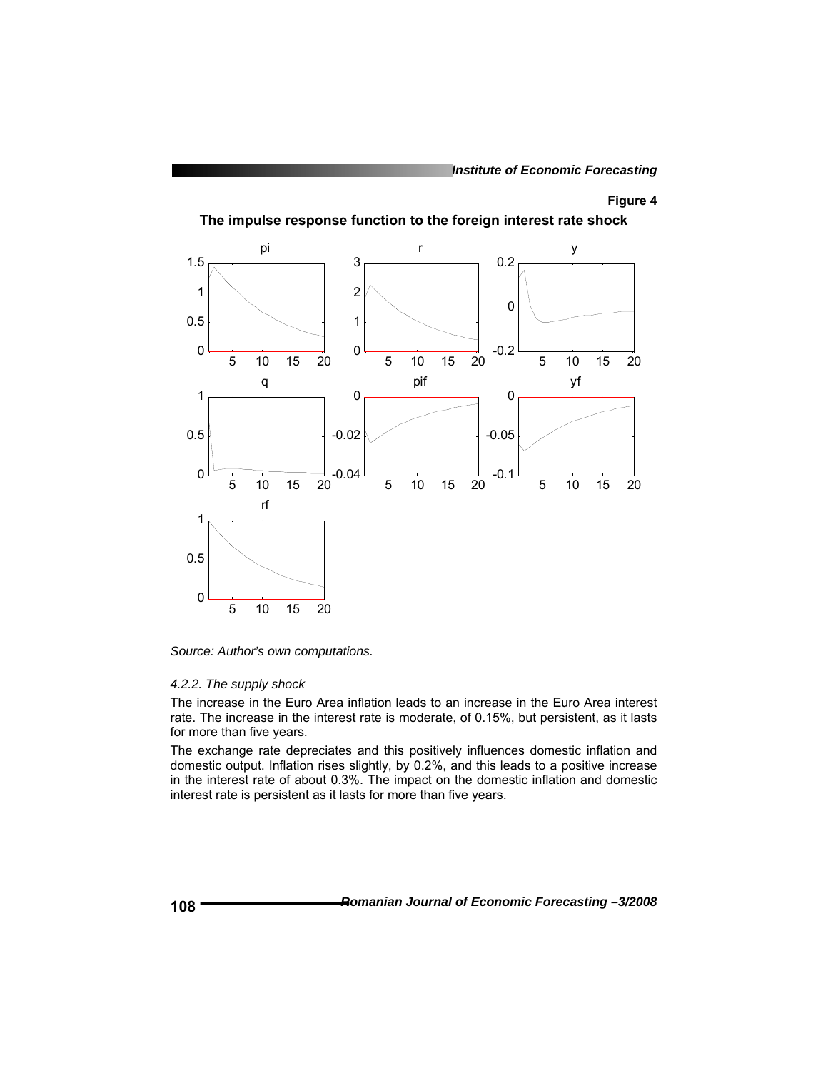**Figure 4**

**The impulse response function to the foreign interest rate shock**

*Source: Author's own computations.*

*4.2.2. The supply shock*

The increase in the Euro Area inflation leads to an increase in the Euro Area interest rate. The increase in the interest rate is moderate, of 0.15%, but persistent, as it lasts for more than five years.

The exchange rate depreciates and this positively influences domestic inflation and domestic output. Inflation rises slightly, by 0.2%, and this leads to a positive increase in the interest rate of about 0.3%. The impact on the domestic inflation and domestic interest rate is persistent as it lasts for more than five years.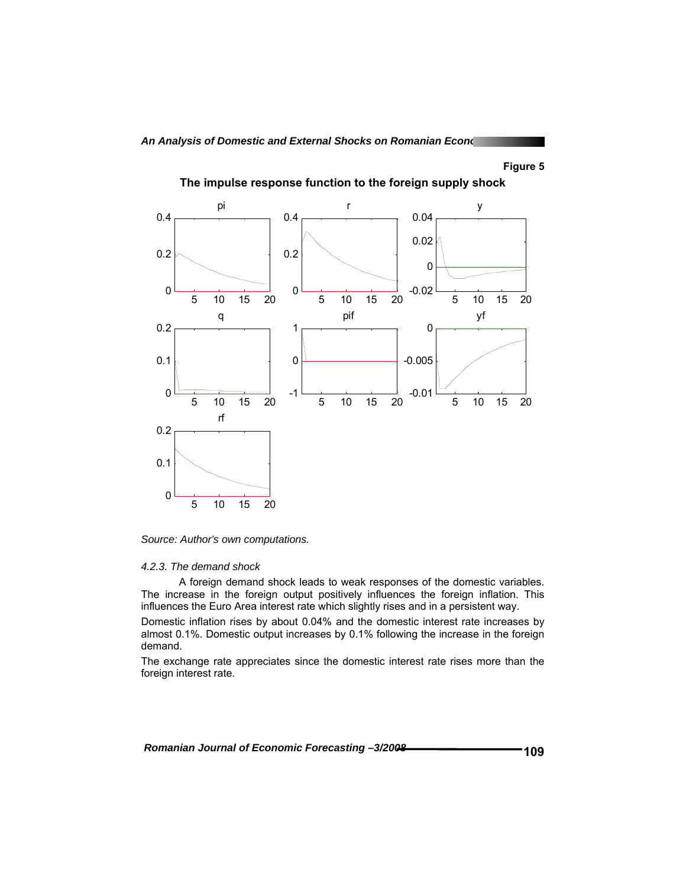**Figure 5**

**The impulse response function to the foreign supply shock**

*Source: Author's own computations.*

*4.2.3. The demand shock*

A foreign demand shock leads to weak responses of the domestic variables. The increase in the foreign output positively influences the foreign inflation. This influences the Euro Area interest rate which slightly rises and in a persistent way.

Domestic inflation rises by about 0.04% and the domestic interest rate increases by almost 0.1%. Domestic output increases by 0.1% following the increase in the foreign demand.

The exchange rate appreciates since the domestic interest rate rises more than the foreign interest rate.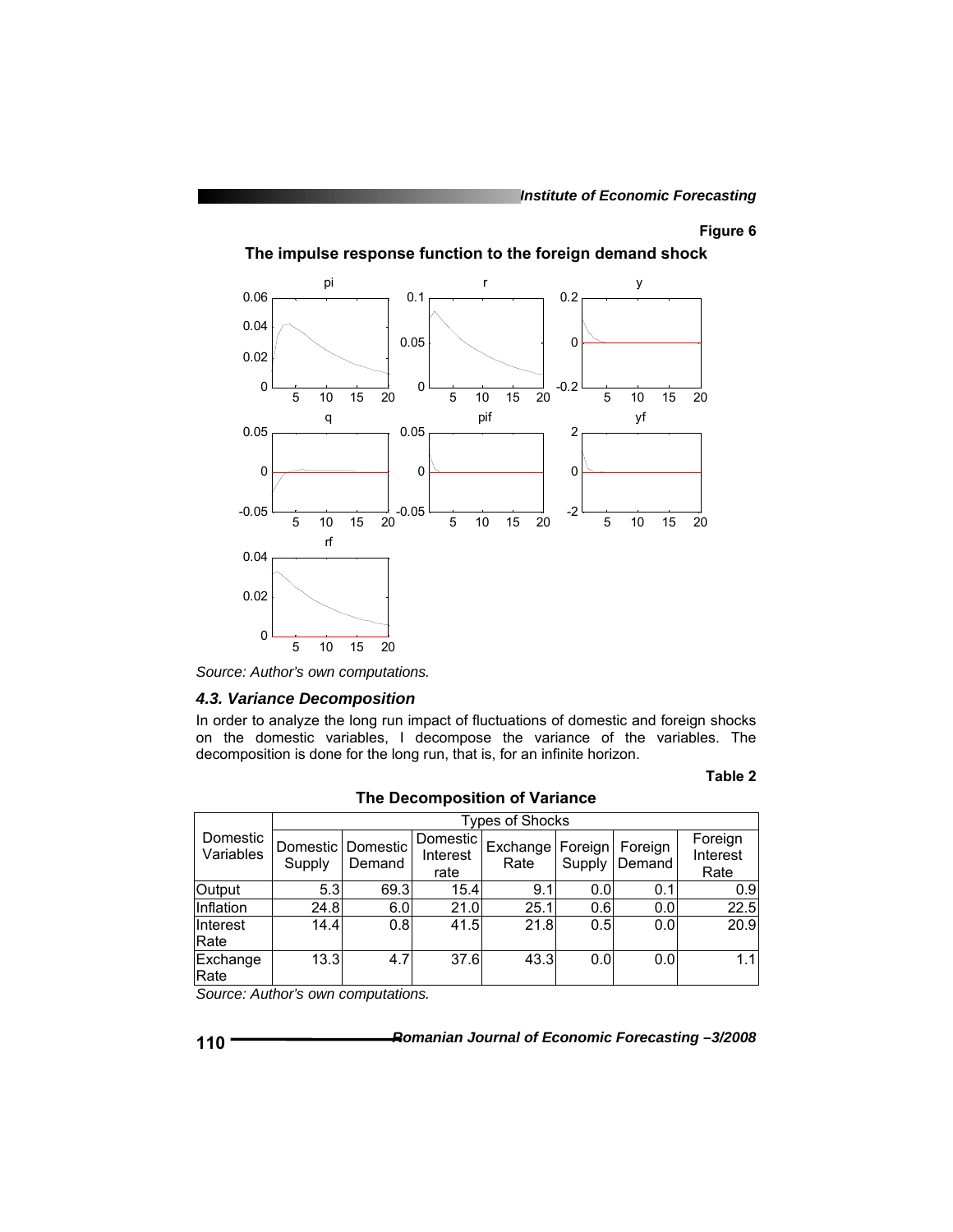**Figure 6**

**The impulse response function to the foreign demand shock**

*Source: Author's own computations.*

### *4.3. Variance Decomposition*

In order to analyze the long run impact of fluctuations of domestic and foreign shocks on the domestic variables, I decompose the variance of the variables. The decomposition is done for the long run, that is, for an infinite horizon.

**Table 2**

**The Decomposition of Variance**

| Domestic Variables | Types of Shocks | | | | | | |
|---|---|---|---|---|---|---|---|
| | Domestic Supply | Domestic Demand | Domestic Interest rate | Exchange Rate | Foreign Supply | Foreign Demand | Foreign Interest Rate |
| Output | 5.3 | 69.3 | 15.4 | 9.1 | 0.0 | 0.1 | 0.9 |
| Inflation | 24.8 | 6.0 | 21.0 | 25.1 | 0.6 | 0.0 | 22.5 |
| Interest Rate | 14.4 | 0.8 | 41.5 | 21.8 | 0.5 | 0.0 | 20.9 |
| Exchange Rate | 13.3 | 4.7 | 37.6 | 43.3 | 0.0 | 0.0 | 1.1 |

*Source: Author's own computations.*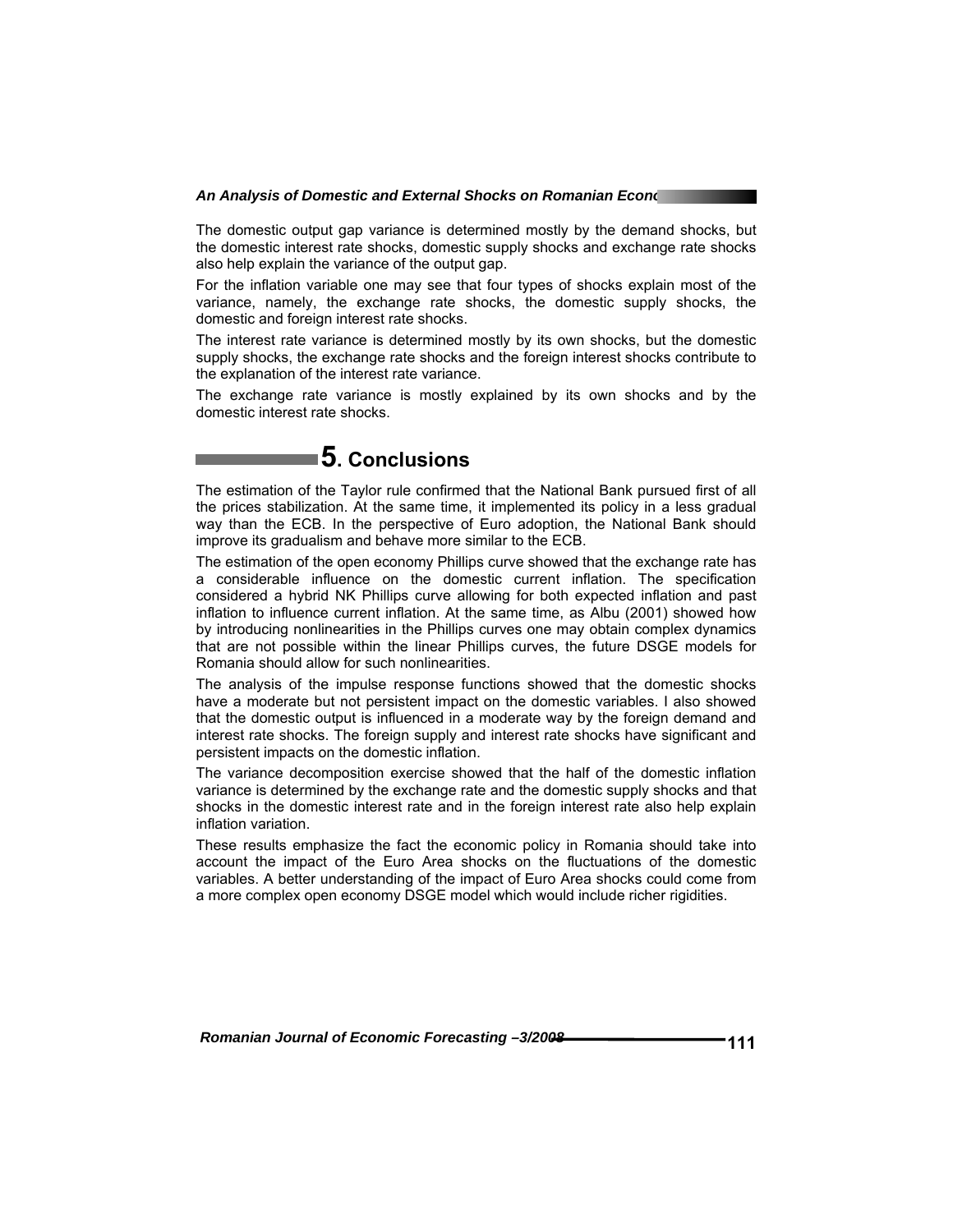The domestic output gap variance is determined mostly by the demand shocks, but the domestic interest rate shocks, domestic supply shocks and exchange rate shocks also help explain the variance of the output gap.

For the inflation variable one may see that four types of shocks explain most of the variance, namely, the exchange rate shocks, the domestic supply shocks, the domestic and foreign interest rate shocks.

The interest rate variance is determined mostly by its own shocks, but the domestic supply shocks, the exchange rate shocks and the foreign interest shocks contribute to the explanation of the interest rate variance.

The exchange rate variance is mostly explained by its own shocks and by the domestic interest rate shocks.

# 5. Conclusions

The estimation of the Taylor rule confirmed that the National Bank pursued first of all the prices stabilization. At the same time, it implemented its policy in a less gradual way than the ECB. In the perspective of Euro adoption, the National Bank should improve its gradualism and behave more similar to the ECB.

The estimation of the open economy Phillips curve showed that the exchange rate has a considerable influence on the domestic current inflation. The specification considered a hybrid NK Phillips curve allowing for both expected inflation and past inflation to influence current inflation. At the same time, as Albu (2001) showed how by introducing nonlinearities in the Phillips curves one may obtain complex dynamics that are not possible within the linear Phillips curves, the future DSGE models for Romania should allow for such nonlinearities.

The analysis of the impulse response functions showed that the domestic shocks have a moderate but not persistent impact on the domestic variables. I also showed that the domestic output is influenced in a moderate way by the foreign demand and interest rate shocks. The foreign supply and interest rate shocks have significant and persistent impacts on the domestic inflation.

The variance decomposition exercise showed that the half of the domestic inflation variance is determined by the exchange rate and the domestic supply shocks and that shocks in the domestic interest rate and in the foreign interest rate also help explain inflation variation.

These results emphasize the fact the economic policy in Romania should take into account the impact of the Euro Area shocks on the fluctuations of the domestic variables. A better understanding of the impact of Euro Area shocks could come from a more complex open economy DSGE model which would include richer rigidities.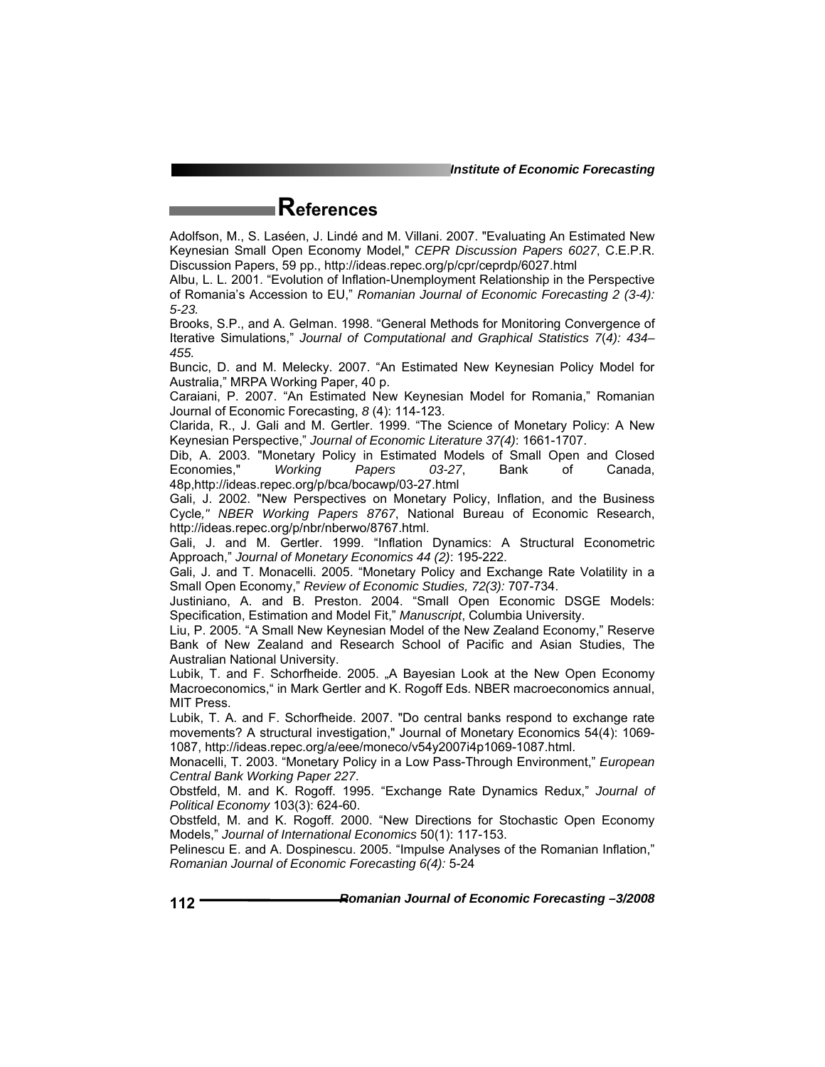# References

Adolfson, M., S. Laséen, J. Lindé and M. Villani. 2007. "Evaluating An Estimated New Keynesian Small Open Economy Model," *CEPR Discussion Papers 6027*, C.E.P.R. Discussion Papers, 59 pp., http://ideas.repec.org/p/cpr/ceprdp/6027.html

Albu, L. L. 2001. "Evolution of Inflation-Unemployment Relationship in the Perspective of Romania's Accession to EU," *Romanian Journal of Economic Forecasting 2 (3-4): 5-23.*

Brooks, S.P., and A. Gelman. 1998. "General Methods for Monitoring Convergence of Iterative Simulations," *Journal of Computational and Graphical Statistics 7(4): 434–455.*

Buncic, D. and M. Melecky. 2007. "An Estimated New Keynesian Policy Model for Australia," MRPA Working Paper, 40 p.

Caraiani, P. 2007. "An Estimated New Keynesian Model for Romania," Romanian Journal of Economic Forecasting, *8* (4): 114-123.

Clarida, R., J. Gali and M. Gertler. 1999. "The Science of Monetary Policy: A New Keynesian Perspective," *Journal of Economic Literature 37(4)*: 1661-1707.

Dib, A. 2003. "Monetary Policy in Estimated Models of Small Open and Closed Economies," *Working Papers 03-27*, Bank of Canada, 48p,http://ideas.repec.org/p/bca/bocawp/03-27.html

Gali, J. 2002. "New Perspectives on Monetary Policy, Inflation, and the Business Cycle*," NBER Working Papers 8767*, National Bureau of Economic Research, http://ideas.repec.org/p/nbr/nberwo/8767.html.

Gali, J. and M. Gertler. 1999. "Inflation Dynamics: A Structural Econometric Approach," *Journal of Monetary Economics 44 (2)*: 195-222.

Gali, J. and T. Monacelli. 2005. "Monetary Policy and Exchange Rate Volatility in a Small Open Economy," *Review of Economic Studies, 72(3):* 707-734.

Justiniano, A. and B. Preston. 2004. "Small Open Economic DSGE Models: Specification, Estimation and Model Fit," *Manuscript*, Columbia University.

Liu, P. 2005. "A Small New Keynesian Model of the New Zealand Economy," Reserve Bank of New Zealand and Research School of Pacific and Asian Studies, The Australian National University.

Lubik, T. and F. Schorfheide. 2005. „A Bayesian Look at the New Open Economy Macroeconomics," in Mark Gertler and K. Rogoff Eds. NBER macroeconomics annual, MIT Press.

Lubik, T. A. and F. Schorfheide. 2007. "Do central banks respond to exchange rate movements? A structural investigation," Journal of Monetary Economics 54(4): 1069-1087, http://ideas.repec.org/a/eee/moneco/v54y2007i4p1069-1087.html.

Monacelli, T. 2003. "Monetary Policy in a Low Pass-Through Environment," *European Central Bank Working Paper 227*.

Obstfeld, M. and K. Rogoff. 1995. "Exchange Rate Dynamics Redux," *Journal of Political Economy* 103(3): 624-60.

Obstfeld, M. and K. Rogoff. 2000. "New Directions for Stochastic Open Economy Models," *Journal of International Economics* 50(1): 117-153.

Pelinescu E. and A. Dospinescu. 2005. "Impulse Analyses of the Romanian Inflation," *Romanian Journal of Economic Forecasting 6(4):* 5-24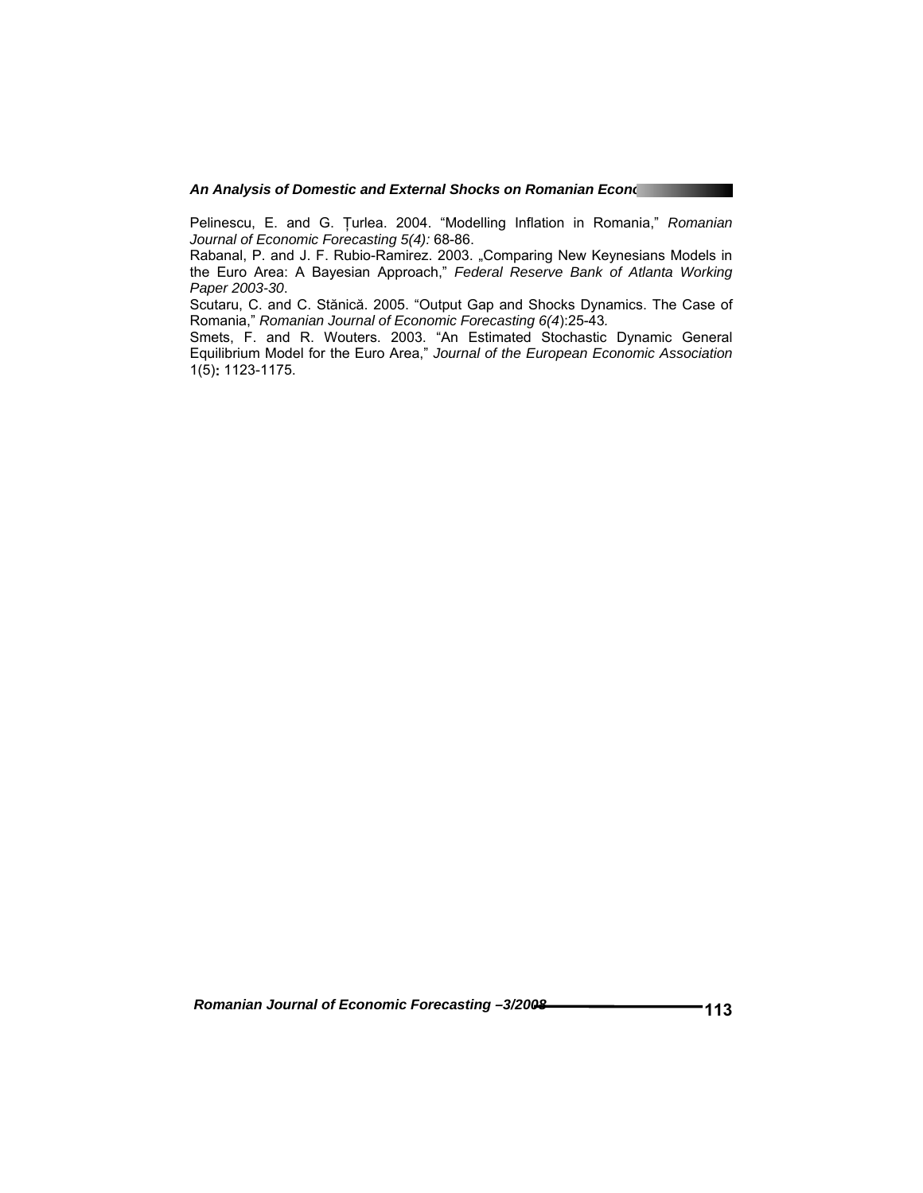Pelinescu, E. and G. Țurlea. 2004. "Modelling Inflation in Romania," *Romanian Journal of Economic Forecasting 5(4):* 68-86.

Rabanal, P. and J. F. Rubio-Ramirez. 2003. „Comparing New Keynesians Models in the Euro Area: A Bayesian Approach," *Federal Reserve Bank of Atlanta Working Paper 2003-30*.

Scutaru, C. and C. Stănică. 2005. "Output Gap and Shocks Dynamics. The Case of Romania," *Romanian Journal of Economic Forecasting 6(4*):25-43*.*

Smets, F. and R. Wouters. 2003. "An Estimated Stochastic Dynamic General Equilibrium Model for the Euro Area," *Journal of the European Economic Association* 1(5)**:** 1123-1175.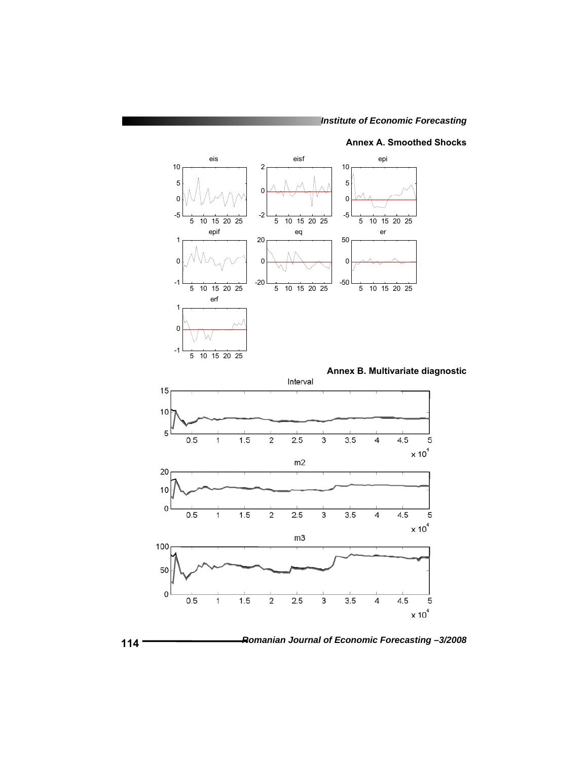## Annex A. Smoothed Shocks

eis

10
5
0
-5
5 10 15 20 25

eisf

2
0
-2
5 10 15 20 25

epi

10
5
0
-5
5 10 15 20 25

epif

1
0
-1
5 10 15 20 25

eq

20
0
-20
5 10 15 20 25

er

50
0
-50
5 10 15 20 25

erf

1
0
-1
5 10 15 20 25

## Annex B. Multivariate diagnostic

Interval

15
10
5
0.5 1 1.5 2 2.5 3 3.5 4 4.5 5
x $10^4$

m2

20
10
0
0.5 1 1.5 2 2.5 3 3.5 4 4.5 5
x $10^4$

m3

100
50
0
0.5 1 1.5 2 2.5 3 3.5 4 4.5 5
x $10^4$